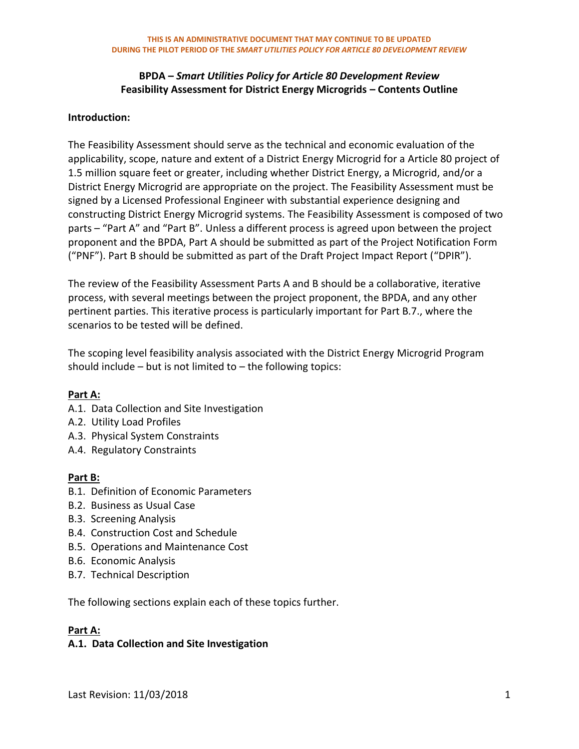**THIS IS AN ADMINISTRATIVE DOCUMENT THAT MAY CONTINUE TO BE UPDATED DURING THE PILOT PERIOD OF THE *SMART UTILITIES POLICY FOR ARTICLE 80 DEVELOPMENT REVIEW***

# BPDA – *Smart Utilities Policy for Article 80 Development Review*
# Feasibility Assessment for District Energy Microgrids – Contents Outline

**Introduction:**

The Feasibility Assessment should serve as the technical and economic evaluation of the applicability, scope, nature and extent of a District Energy Microgrid for a Article 80 project of 1.5 million square feet or greater, including whether District Energy, a Microgrid, and/or a District Energy Microgrid are appropriate on the project. The Feasibility Assessment must be signed by a Licensed Professional Engineer with substantial experience designing and constructing District Energy Microgrid systems. The Feasibility Assessment is composed of two parts – "Part A" and "Part B". Unless a different process is agreed upon between the project proponent and the BPDA, Part A should be submitted as part of the Project Notification Form ("PNF"). Part B should be submitted as part of the Draft Project Impact Report ("DPIR").

The review of the Feasibility Assessment Parts A and B should be a collaborative, iterative process, with several meetings between the project proponent, the BPDA, and any other pertinent parties. This iterative process is particularly important for Part B.7., where the scenarios to be tested will be defined.

The scoping level feasibility analysis associated with the District Energy Microgrid Program should include – but is not limited to – the following topics:

**Part A:**

A.1. Data Collection and Site Investigation
A.2. Utility Load Profiles
A.3. Physical System Constraints
A.4. Regulatory Constraints

**Part B:**

B.1. Definition of Economic Parameters
B.2. Business as Usual Case
B.3. Screening Analysis
B.4. Construction Cost and Schedule
B.5. Operations and Maintenance Cost
B.6. Economic Analysis
B.7. Technical Description

The following sections explain each of these topics further.

## Part A:

### A.1. Data Collection and Site Investigation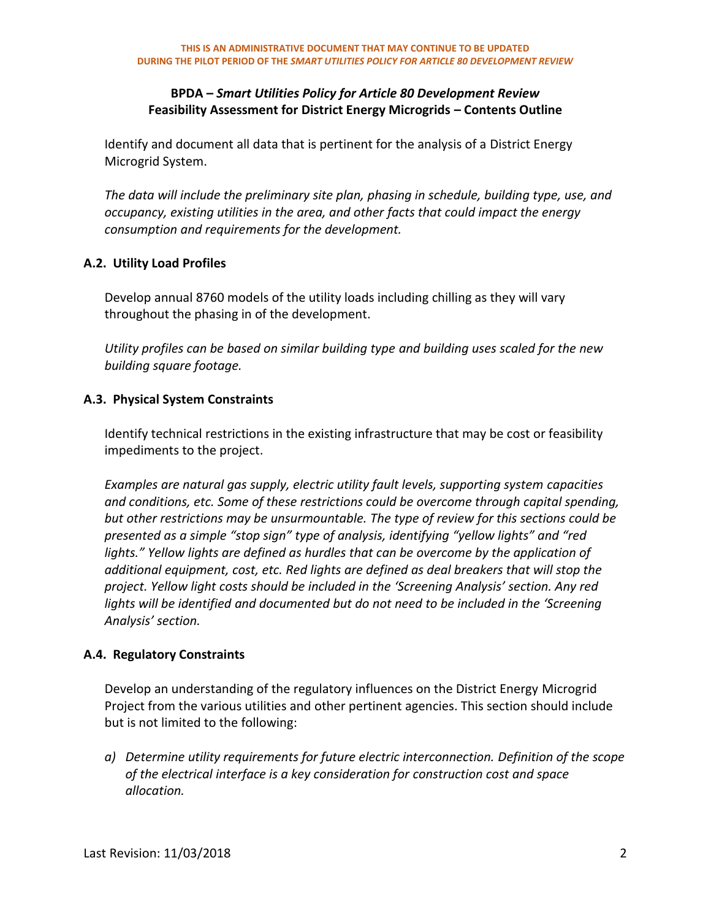Identify and document all data that is pertinent for the analysis of a District Energy Microgrid System.

*The data will include the preliminary site plan, phasing in schedule, building type, use, and occupancy, existing utilities in the area, and other facts that could impact the energy consumption and requirements for the development.*

### A.2. Utility Load Profiles

Develop annual 8760 models of the utility loads including chilling as they will vary throughout the phasing in of the development.

*Utility profiles can be based on similar building type and building uses scaled for the new building square footage.*

### A.3. Physical System Constraints

Identify technical restrictions in the existing infrastructure that may be cost or feasibility impediments to the project.

*Examples are natural gas supply, electric utility fault levels, supporting system capacities and conditions, etc. Some of these restrictions could be overcome through capital spending, but other restrictions may be unsurmountable. The type of review for this sections could be presented as a simple "stop sign" type of analysis, identifying "yellow lights" and "red lights." Yellow lights are defined as hurdles that can be overcome by the application of additional equipment, cost, etc. Red lights are defined as deal breakers that will stop the project. Yellow light costs should be included in the 'Screening Analysis' section. Any red lights will be identified and documented but do not need to be included in the 'Screening Analysis' section.*

### A.4. Regulatory Constraints

Develop an understanding of the regulatory influences on the District Energy Microgrid Project from the various utilities and other pertinent agencies. This section should include but is not limited to the following:

a) *Determine utility requirements for future electric interconnection. Definition of the scope of the electrical interface is a key consideration for construction cost and space allocation.*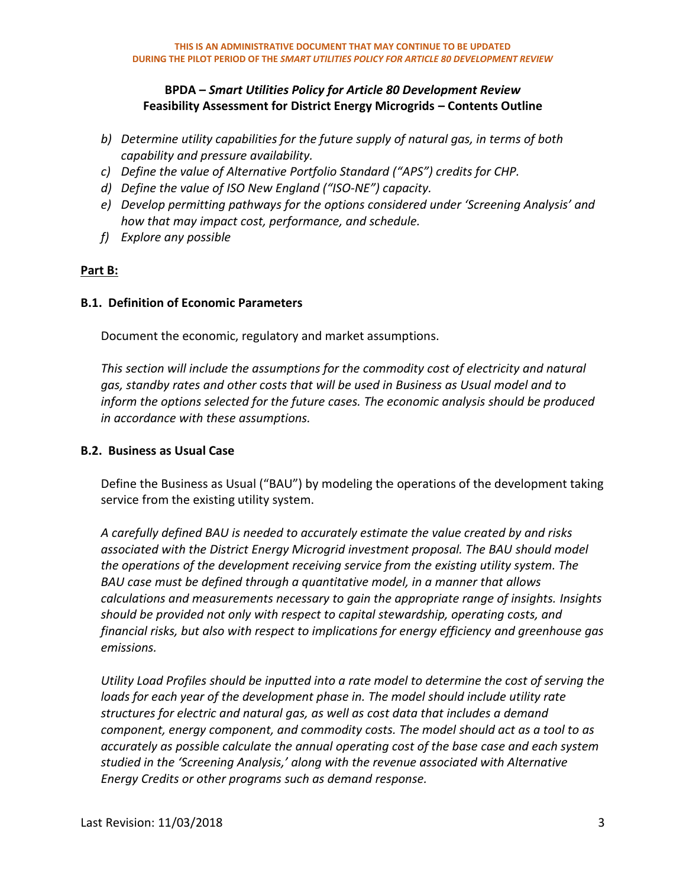b) *Determine utility capabilities for the future supply of natural gas, in terms of both capability and pressure availability.*
c) *Define the value of Alternative Portfolio Standard ("APS") credits for CHP.*
d) *Define the value of ISO New England ("ISO-NE") capacity.*
e) *Develop permitting pathways for the options considered under 'Screening Analysis' and how that may impact cost, performance, and schedule.*
f) *Explore any possible*

**Part B:**

### B.1. Definition of Economic Parameters

Document the economic, regulatory and market assumptions.

*This section will include the assumptions for the commodity cost of electricity and natural gas, standby rates and other costs that will be used in Business as Usual model and to inform the options selected for the future cases. The economic analysis should be produced in accordance with these assumptions.*

### B.2. Business as Usual Case

Define the Business as Usual ("BAU") by modeling the operations of the development taking service from the existing utility system.

*A carefully defined BAU is needed to accurately estimate the value created by and risks associated with the District Energy Microgrid investment proposal. The BAU should model the operations of the development receiving service from the existing utility system. The BAU case must be defined through a quantitative model, in a manner that allows calculations and measurements necessary to gain the appropriate range of insights. Insights should be provided not only with respect to capital stewardship, operating costs, and financial risks, but also with respect to implications for energy efficiency and greenhouse gas emissions.*

*Utility Load Profiles should be inputted into a rate model to determine the cost of serving the loads for each year of the development phase in. The model should include utility rate structures for electric and natural gas, as well as cost data that includes a demand component, energy component, and commodity costs. The model should act as a tool to as accurately as possible calculate the annual operating cost of the base case and each system studied in the 'Screening Analysis,' along with the revenue associated with Alternative Energy Credits or other programs such as demand response.*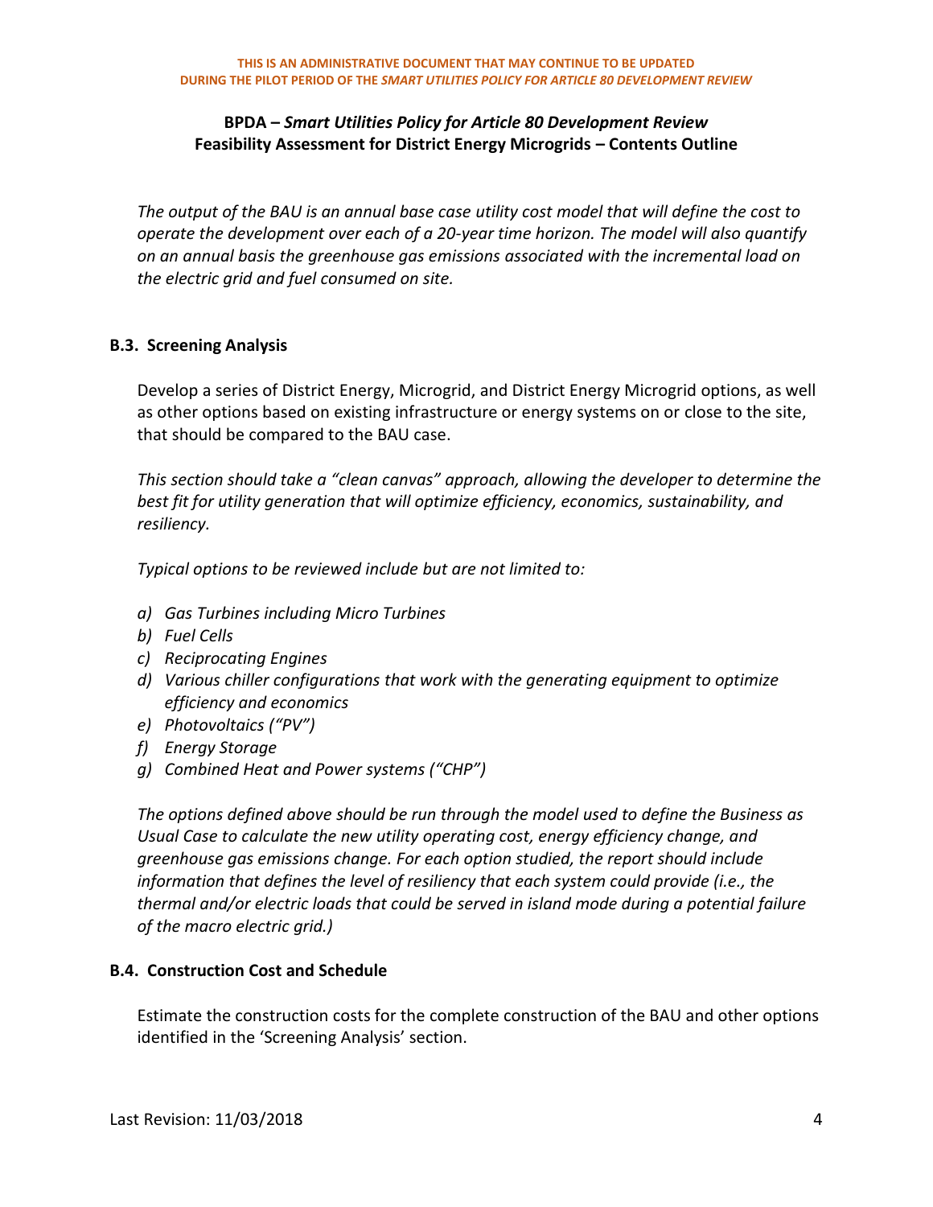*The output of the BAU is an annual base case utility cost model that will define the cost to operate the development over each of a 20-year time horizon. The model will also quantify on an annual basis the greenhouse gas emissions associated with the incremental load on the electric grid and fuel consumed on site.*

### B.3. Screening Analysis

Develop a series of District Energy, Microgrid, and District Energy Microgrid options, as well as other options based on existing infrastructure or energy systems on or close to the site, that should be compared to the BAU case.

*This section should take a "clean canvas" approach, allowing the developer to determine the best fit for utility generation that will optimize efficiency, economics, sustainability, and resiliency.*

*Typical options to be reviewed include but are not limited to:*

*a) Gas Turbines including Micro Turbines*
*b) Fuel Cells*
*c) Reciprocating Engines*
*d) Various chiller configurations that work with the generating equipment to optimize efficiency and economics*
*e) Photovoltaics ("PV")*
*f) Energy Storage*
*g) Combined Heat and Power systems ("CHP")*

*The options defined above should be run through the model used to define the Business as Usual Case to calculate the new utility operating cost, energy efficiency change, and greenhouse gas emissions change. For each option studied, the report should include information that defines the level of resiliency that each system could provide (i.e., the thermal and/or electric loads that could be served in island mode during a potential failure of the macro electric grid.)*

### B.4. Construction Cost and Schedule

Estimate the construction costs for the complete construction of the BAU and other options identified in the 'Screening Analysis' section.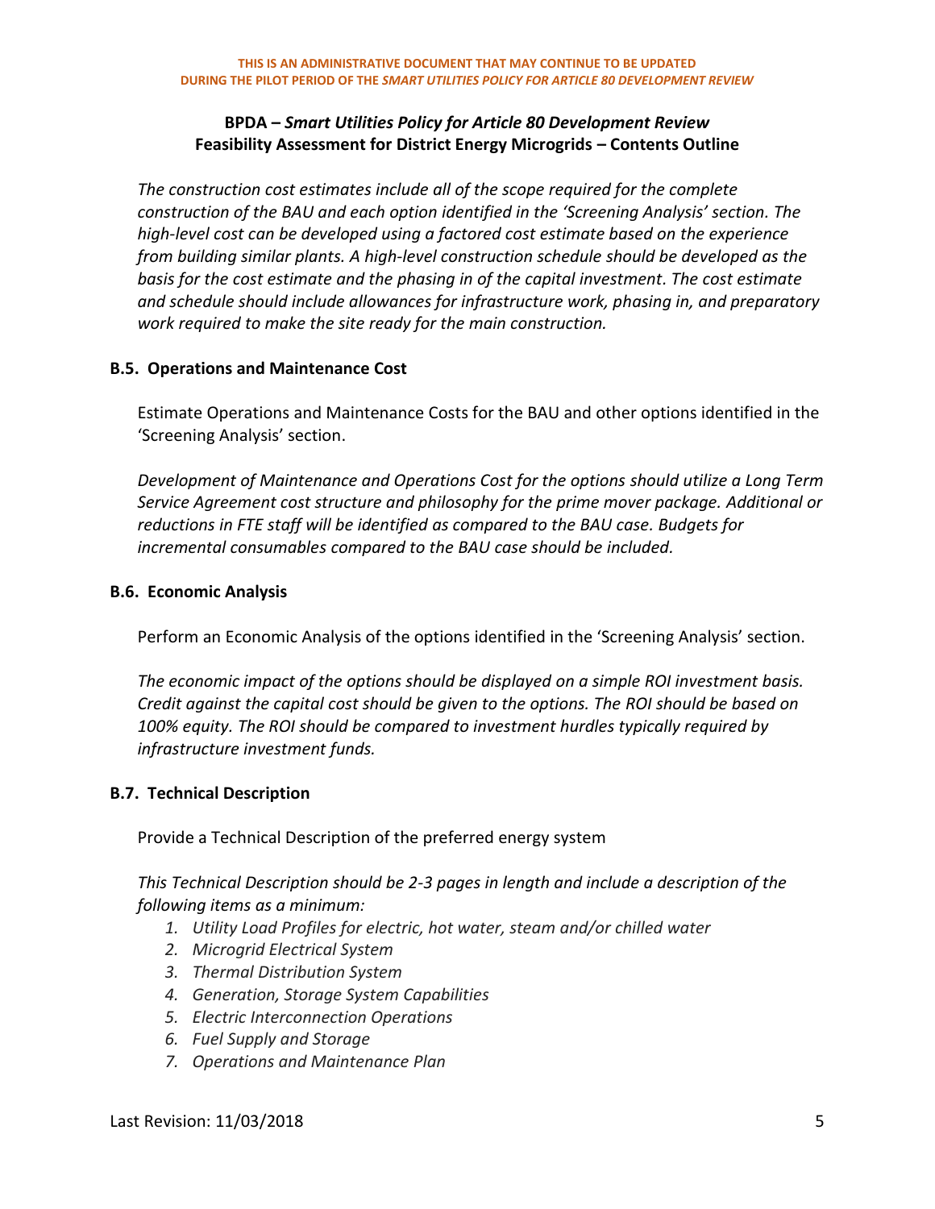*The construction cost estimates include all of the scope required for the complete construction of the BAU and each option identified in the 'Screening Analysis' section. The high-level cost can be developed using a factored cost estimate based on the experience from building similar plants. A high-level construction schedule should be developed as the basis for the cost estimate and the phasing in of the capital investment. The cost estimate and schedule should include allowances for infrastructure work, phasing in, and preparatory work required to make the site ready for the main construction.*

### B.5. Operations and Maintenance Cost

Estimate Operations and Maintenance Costs for the BAU and other options identified in the 'Screening Analysis' section.

*Development of Maintenance and Operations Cost for the options should utilize a Long Term Service Agreement cost structure and philosophy for the prime mover package. Additional or reductions in FTE staff will be identified as compared to the BAU case. Budgets for incremental consumables compared to the BAU case should be included.*

### B.6. Economic Analysis

Perform an Economic Analysis of the options identified in the 'Screening Analysis' section.

*The economic impact of the options should be displayed on a simple ROI investment basis. Credit against the capital cost should be given to the options. The ROI should be based on 100% equity. The ROI should be compared to investment hurdles typically required by infrastructure investment funds.*

### B.7. Technical Description

Provide a Technical Description of the preferred energy system

*This Technical Description should be 2-3 pages in length and include a description of the following items as a minimum:*

1. *Utility Load Profiles for electric, hot water, steam and/or chilled water*
2. *Microgrid Electrical System*
3. *Thermal Distribution System*
4. *Generation, Storage System Capabilities*
5. *Electric Interconnection Operations*
6. *Fuel Supply and Storage*
7. *Operations and Maintenance Plan*